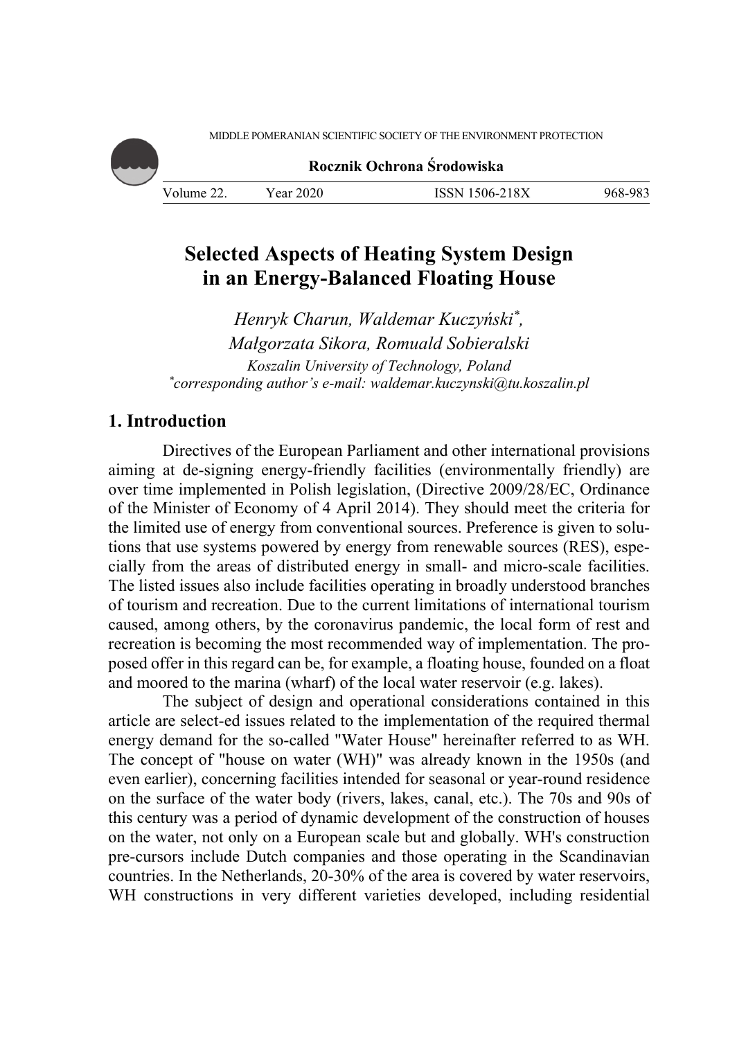# Selected Aspects of Heating System Design in an Energy-Balanced Floating House

*Henryk Charun, Waldemar Kuczyński\*, Małgorzata Sikora, Romuald Sobieralski*

*Koszalin University of Technology, Poland*

*\*corresponding author's e-mail: waldemar.kuczynski@tu.koszalin.pl*

## 1. Introduction

Directives of the European Parliament and other international provisions aiming at de-signing energy-friendly facilities (environmentally friendly) are over time implemented in Polish legislation, (Directive 2009/28/EC, Ordinance of the Minister of Economy of 4 April 2014). They should meet the criteria for the limited use of energy from conventional sources. Preference is given to solutions that use systems powered by energy from renewable sources (RES), especially from the areas of distributed energy in small- and micro-scale facilities. The listed issues also include facilities operating in broadly understood branches of tourism and recreation. Due to the current limitations of international tourism caused, among others, by the coronavirus pandemic, the local form of rest and recreation is becoming the most recommended way of implementation. The proposed offer in this regard can be, for example, a floating house, founded on a float and moored to the marina (wharf) of the local water reservoir (e.g. lakes).

The subject of design and operational considerations contained in this article are select-ed issues related to the implementation of the required thermal energy demand for the so-called "Water House" hereinafter referred to as WH. The concept of "house on water (WH)" was already known in the 1950s (and even earlier), concerning facilities intended for seasonal or year-round residence on the surface of the water body (rivers, lakes, canal, etc.). The 70s and 90s of this century was a period of dynamic development of the construction of houses on the water, not only on a European scale but and globally. WH's construction pre-cursors include Dutch companies and those operating in the Scandinavian countries. In the Netherlands, 20-30% of the area is covered by water reservoirs, WH constructions in very different varieties developed, including residential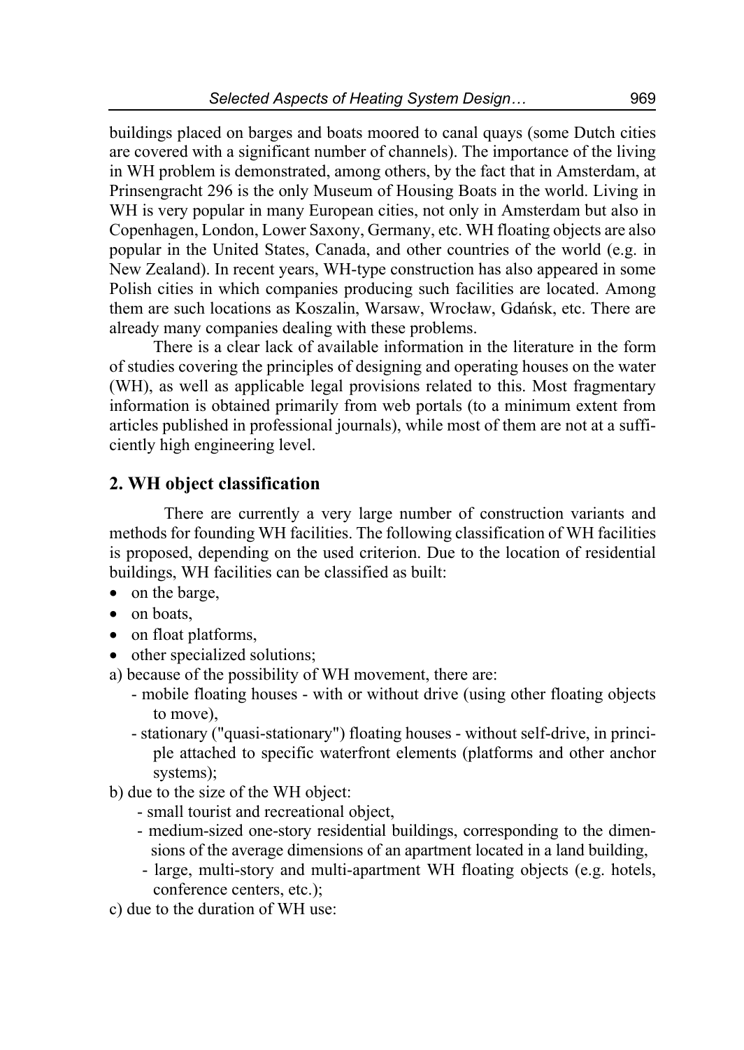buildings placed on barges and boats moored to canal quays (some Dutch cities are covered with a significant number of channels). The importance of the living in WH problem is demonstrated, among others, by the fact that in Amsterdam, at Prinsengracht 296 is the only Museum of Housing Boats in the world. Living in WH is very popular in many European cities, not only in Amsterdam but also in Copenhagen, London, Lower Saxony, Germany, etc. WH floating objects are also popular in the United States, Canada, and other countries of the world (e.g. in New Zealand). In recent years, WH-type construction has also appeared in some Polish cities in which companies producing such facilities are located. Among them are such locations as Koszalin, Warsaw, Wrocław, Gdańsk, etc. There are already many companies dealing with these problems.

There is a clear lack of available information in the literature in the form of studies covering the principles of designing and operating houses on the water (WH), as well as applicable legal provisions related to this. Most fragmentary information is obtained primarily from web portals (to a minimum extent from articles published in professional journals), while most of them are not at a sufficiently high engineering level.

## 2. WH object classification

There are currently a very large number of construction variants and methods for founding WH facilities. The following classification of WH facilities is proposed, depending on the used criterion. Due to the location of residential buildings, WH facilities can be classified as built:

- on the barge,
- on boats,
- on float platforms,
- other specialized solutions;

a) because of the possibility of WH movement, there are:
   - mobile floating houses - with or without drive (using other floating objects to move),
   - stationary ("quasi-stationary") floating houses - without self-drive, in principle attached to specific waterfront elements (platforms and other anchor systems);

b) due to the size of the WH object:
   - small tourist and recreational object,
   - medium-sized one-story residential buildings, corresponding to the dimensions of the average dimensions of an apartment located in a land building,
   - large, multi-story and multi-apartment WH floating objects (e.g. hotels, conference centers, etc.);

c) due to the duration of WH use: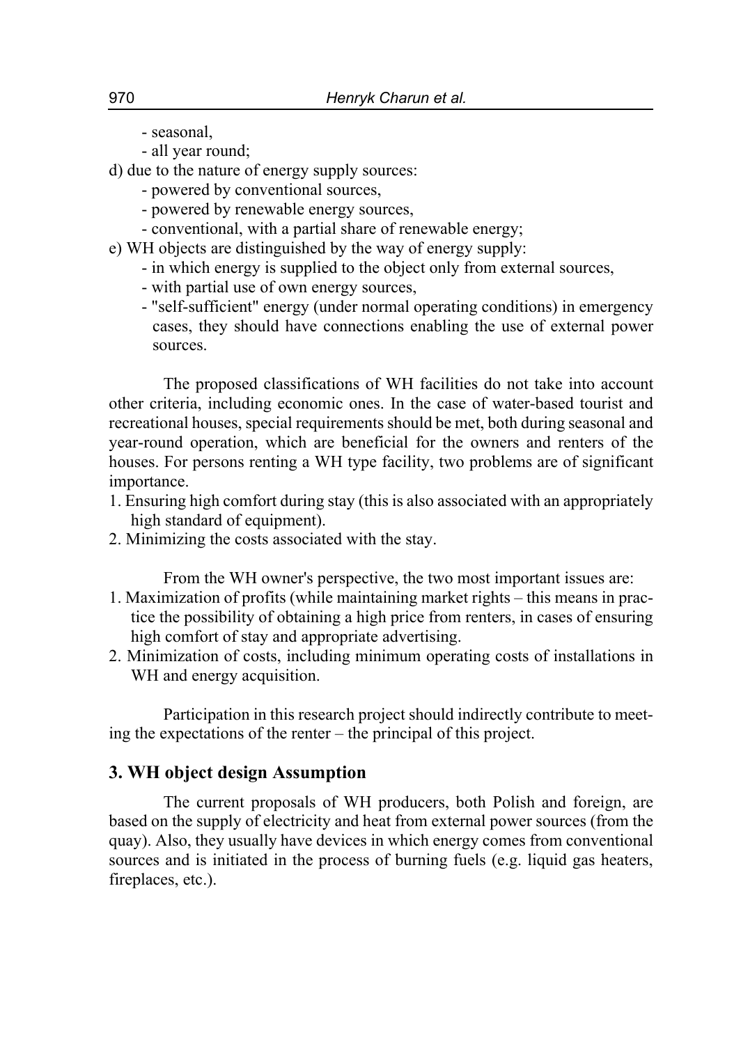- seasonal,
- all year round;

d) due to the nature of energy supply sources:
   - powered by conventional sources,
   - powered by renewable energy sources,
   - conventional, with a partial share of renewable energy;

e) WH objects are distinguished by the way of energy supply:
   - in which energy is supplied to the object only from external sources,
   - with partial use of own energy sources,
   - "self-sufficient" energy (under normal operating conditions) in emergency cases, they should have connections enabling the use of external power sources.

The proposed classifications of WH facilities do not take into account other criteria, including economic ones. In the case of water-based tourist and recreational houses, special requirements should be met, both during seasonal and year-round operation, which are beneficial for the owners and renters of the houses. For persons renting a WH type facility, two problems are of significant importance.

1. Ensuring high comfort during stay (this is also associated with an appropriately high standard of equipment).
2. Minimizing the costs associated with the stay.

From the WH owner's perspective, the two most important issues are:

1. Maximization of profits (while maintaining market rights – this means in practice the possibility of obtaining a high price from renters, in cases of ensuring high comfort of stay and appropriate advertising.
2. Minimization of costs, including minimum operating costs of installations in WH and energy acquisition.

Participation in this research project should indirectly contribute to meeting the expectations of the renter – the principal of this project.

## 3. WH object design Assumption

The current proposals of WH producers, both Polish and foreign, are based on the supply of electricity and heat from external power sources (from the quay). Also, they usually have devices in which energy comes from conventional sources and is initiated in the process of burning fuels (e.g. liquid gas heaters, fireplaces, etc.).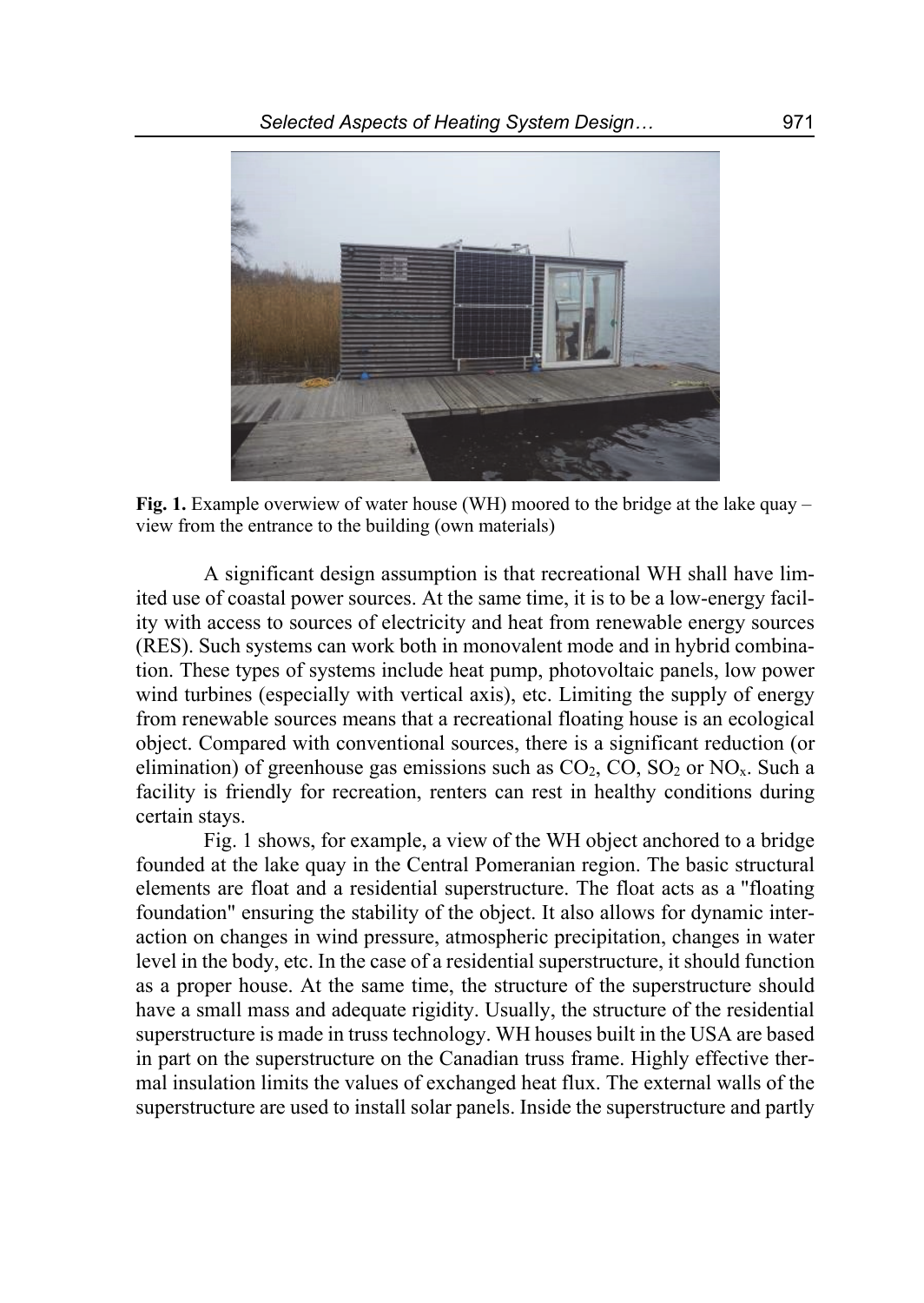**Fig. 1.** Example overwiew of water house (WH) moored to the bridge at the lake quay – view from the entrance to the building (own materials)

A significant design assumption is that recreational WH shall have limited use of coastal power sources. At the same time, it is to be a low-energy facility with access to sources of electricity and heat from renewable energy sources (RES). Such systems can work both in monovalent mode and in hybrid combination. These types of systems include heat pump, photovoltaic panels, low power wind turbines (especially with vertical axis), etc. Limiting the supply of energy from renewable sources means that a recreational floating house is an ecological object. Compared with conventional sources, there is a significant reduction (or elimination) of greenhouse gas emissions such as $CO_2$, CO, $SO_2$ or $NO_x$. Such a facility is friendly for recreation, renters can rest in healthy conditions during certain stays.

Fig. 1 shows, for example, a view of the WH object anchored to a bridge founded at the lake quay in the Central Pomeranian region. The basic structural elements are float and a residential superstructure. The float acts as a "floating foundation" ensuring the stability of the object. It also allows for dynamic interaction on changes in wind pressure, atmospheric precipitation, changes in water level in the body, etc. In the case of a residential superstructure, it should function as a proper house. At the same time, the structure of the superstructure should have a small mass and adequate rigidity. Usually, the structure of the residential superstructure is made in truss technology. WH houses built in the USA are based in part on the superstructure on the Canadian truss frame. Highly effective thermal insulation limits the values of exchanged heat flux. The external walls of the superstructure are used to install solar panels. Inside the superstructure and partly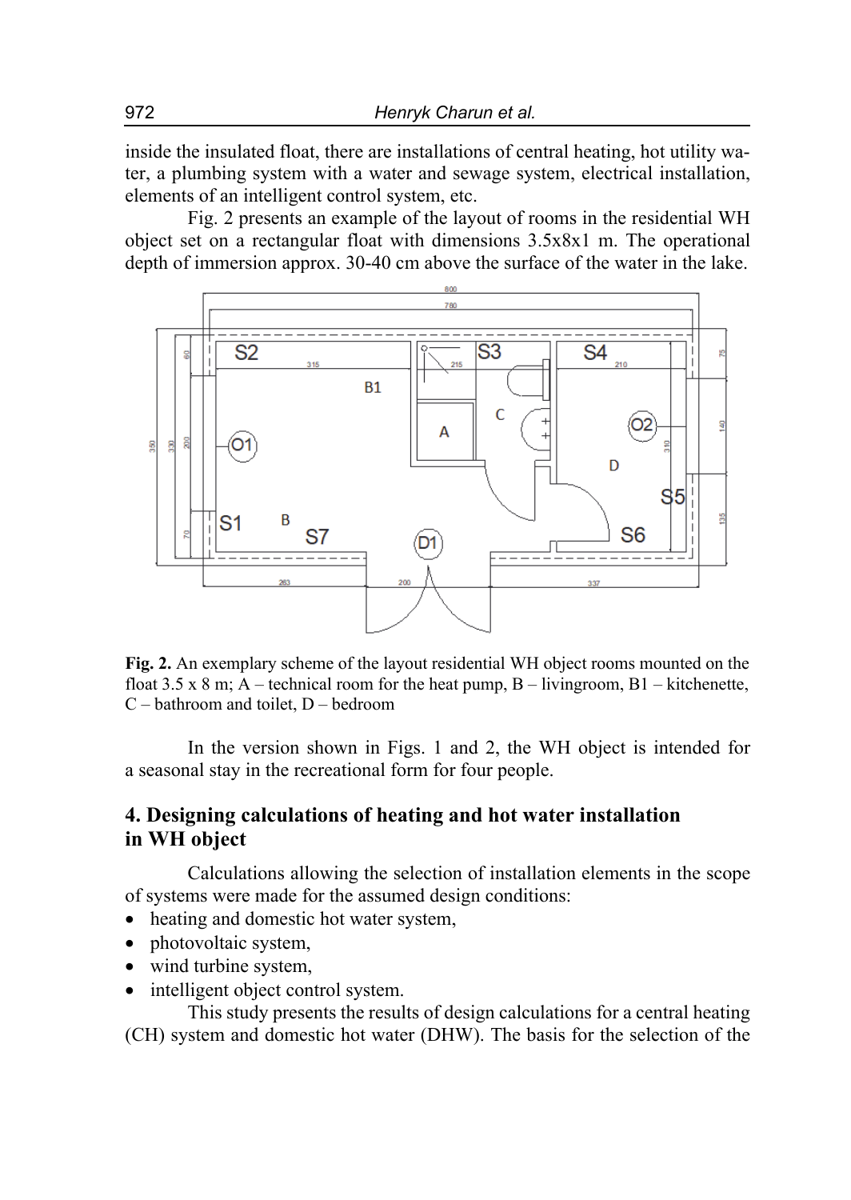inside the insulated float, there are installations of central heating, hot utility water, a plumbing system with a water and sewage system, electrical installation, elements of an intelligent control system, etc.

Fig. 2 presents an example of the layout of rooms in the residential WH object set on a rectangular float with dimensions 3.5x8x1 m. The operational depth of immersion approx. 30-40 cm above the surface of the water in the lake.

**Fig. 2.** An exemplary scheme of the layout residential WH object rooms mounted on the float 3.5 x 8 m; A – technical room for the heat pump, B – livingroom, B1 – kitchenette, C – bathroom and toilet, D – bedroom

In the version shown in Figs. 1 and 2, the WH object is intended for a seasonal stay in the recreational form for four people.

## 4. Designing calculations of heating and hot water installation in WH object

Calculations allowing the selection of installation elements in the scope of systems were made for the assumed design conditions:

- heating and domestic hot water system,
- photovoltaic system,
- wind turbine system,
- intelligent object control system.

This study presents the results of design calculations for a central heating (CH) system and domestic hot water (DHW). The basis for the selection of the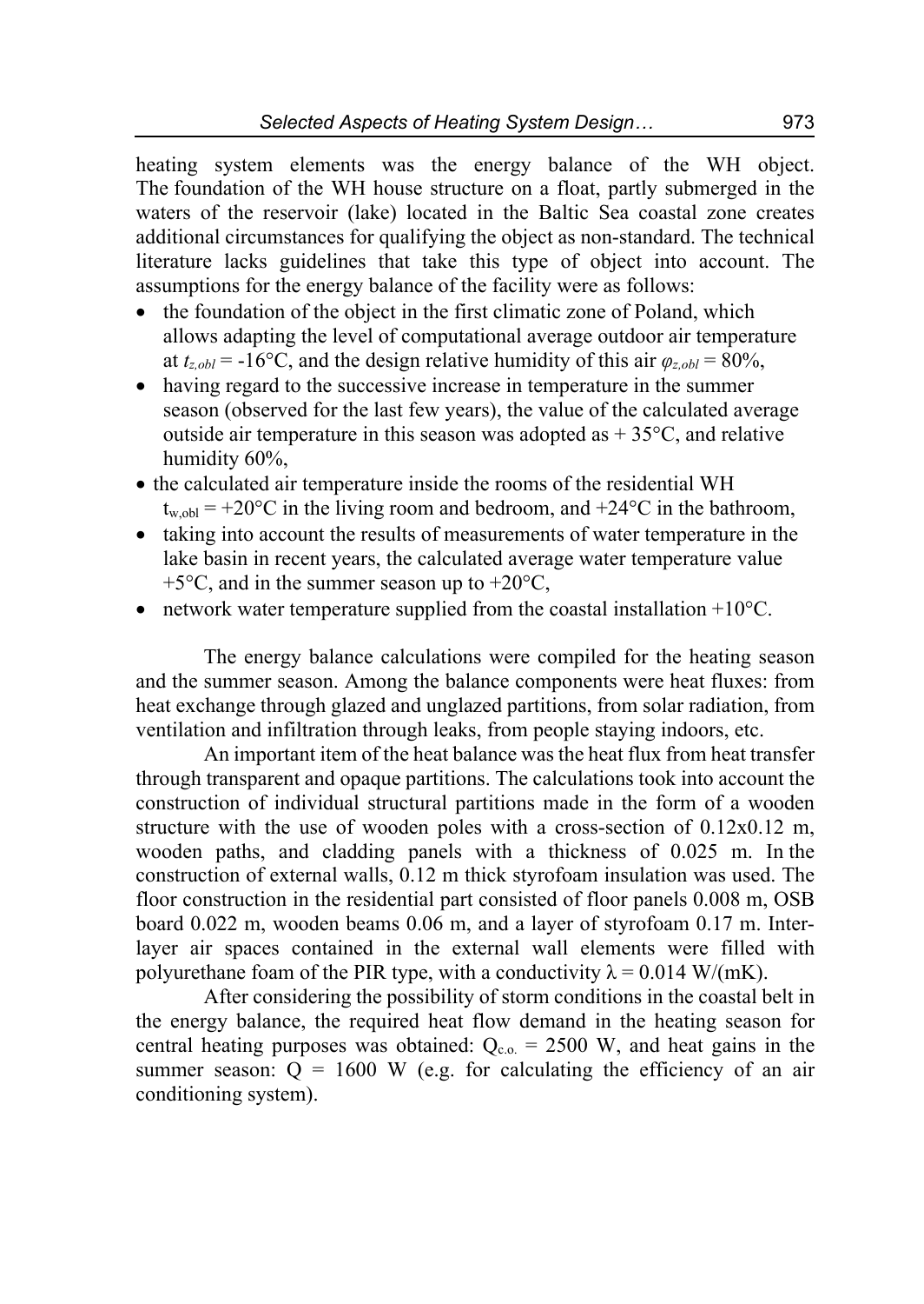heating system elements was the energy balance of the WH object. The foundation of the WH house structure on a float, partly submerged in the waters of the reservoir (lake) located in the Baltic Sea coastal zone creates additional circumstances for qualifying the object as non-standard. The technical literature lacks guidelines that take this type of object into account. The assumptions for the energy balance of the facility were as follows:

- the foundation of the object in the first climatic zone of Poland, which allows adapting the level of computational average outdoor air temperature at $t_{z,obl}$ = -16°C, and the design relative humidity of this air $\varphi_{z,obl}$ = 80%,
- having regard to the successive increase in temperature in the summer season (observed for the last few years), the value of the calculated average outside air temperature in this season was adopted as + 35°C, and relative humidity 60%,
- the calculated air temperature inside the rooms of the residential WH $t_{w,obl}$ = +20°C in the living room and bedroom, and +24°C in the bathroom,
- taking into account the results of measurements of water temperature in the lake basin in recent years, the calculated average water temperature value +5°C, and in the summer season up to +20°C,
- network water temperature supplied from the coastal installation +10°C.

The energy balance calculations were compiled for the heating season and the summer season. Among the balance components were heat fluxes: from heat exchange through glazed and unglazed partitions, from solar radiation, from ventilation and infiltration through leaks, from people staying indoors, etc.

An important item of the heat balance was the heat flux from heat transfer through transparent and opaque partitions. The calculations took into account the construction of individual structural partitions made in the form of a wooden structure with the use of wooden poles with a cross-section of 0.12x0.12 m, wooden paths, and cladding panels with a thickness of 0.025 m. In the construction of external walls, 0.12 m thick styrofoam insulation was used. The floor construction in the residential part consisted of floor panels 0.008 m, OSB board 0.022 m, wooden beams 0.06 m, and a layer of styrofoam 0.17 m. Inter-layer air spaces contained in the external wall elements were filled with polyurethane foam of the PIR type, with a conductivity $\lambda$ = 0.014 W/(mK).

After considering the possibility of storm conditions in the coastal belt in the energy balance, the required heat flow demand in the heating season for central heating purposes was obtained: $Q_{c.o.}$ = 2500 W, and heat gains in the summer season: Q = 1600 W (e.g. for calculating the efficiency of an air conditioning system).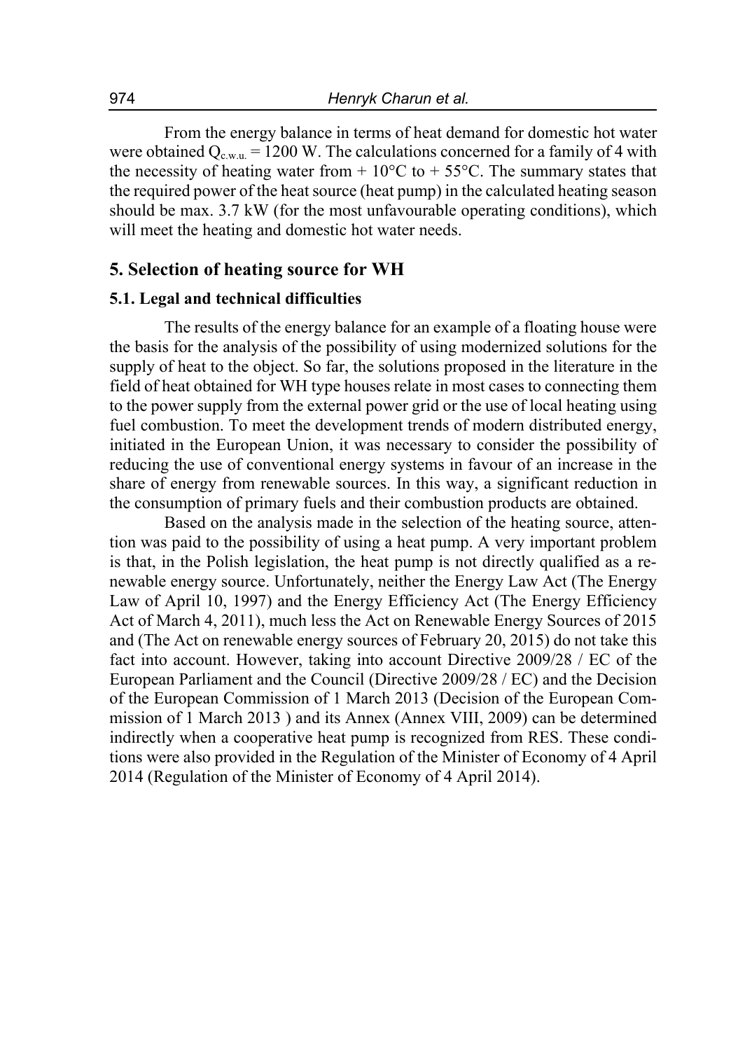From the energy balance in terms of heat demand for domestic hot water were obtained $Q_{c.w.u.} = 1200$ W. The calculations concerned for a family of 4 with the necessity of heating water from + 10°C to + 55°C. The summary states that the required power of the heat source (heat pump) in the calculated heating season should be max. 3.7 kW (for the most unfavourable operating conditions), which will meet the heating and domestic hot water needs.

## 5. Selection of heating source for WH

### 5.1. Legal and technical difficulties

The results of the energy balance for an example of a floating house were the basis for the analysis of the possibility of using modernized solutions for the supply of heat to the object. So far, the solutions proposed in the literature in the field of heat obtained for WH type houses relate in most cases to connecting them to the power supply from the external power grid or the use of local heating using fuel combustion. To meet the development trends of modern distributed energy, initiated in the European Union, it was necessary to consider the possibility of reducing the use of conventional energy systems in favour of an increase in the share of energy from renewable sources. In this way, a significant reduction in the consumption of primary fuels and their combustion products are obtained.

Based on the analysis made in the selection of the heating source, attention was paid to the possibility of using a heat pump. A very important problem is that, in the Polish legislation, the heat pump is not directly qualified as a renewable energy source. Unfortunately, neither the Energy Law Act (The Energy Law of April 10, 1997) and the Energy Efficiency Act (The Energy Efficiency Act of March 4, 2011), much less the Act on Renewable Energy Sources of 2015 and (The Act on renewable energy sources of February 20, 2015) do not take this fact into account. However, taking into account Directive 2009/28 / EC of the European Parliament and the Council (Directive 2009/28 / EC) and the Decision of the European Commission of 1 March 2013 (Decision of the European Commission of 1 March 2013 ) and its Annex (Annex VIII, 2009) can be determined indirectly when a cooperative heat pump is recognized from RES. These conditions were also provided in the Regulation of the Minister of Economy of 4 April 2014 (Regulation of the Minister of Economy of 4 April 2014).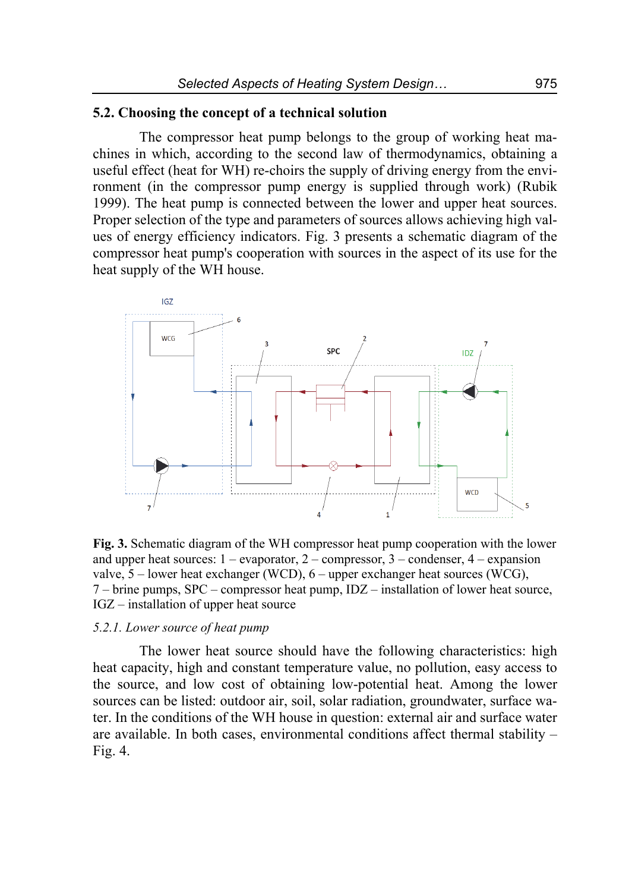## 5.2. Choosing the concept of a technical solution

The compressor heat pump belongs to the group of working heat machines in which, according to the second law of thermodynamics, obtaining a useful effect (heat for WH) re-choirs the supply of driving energy from the environment (in the compressor pump energy is supplied through work) (Rubik 1999). The heat pump is connected between the lower and upper heat sources. Proper selection of the type and parameters of sources allows achieving high values of energy efficiency indicators. Fig. 3 presents a schematic diagram of the compressor heat pump's cooperation with sources in the aspect of its use for the heat supply of the WH house.

**Fig. 3.** Schematic diagram of the WH compressor heat pump cooperation with the lower and upper heat sources: 1 – evaporator, 2 – compressor, 3 – condenser, 4 – expansion valve, 5 – lower heat exchanger (WCD), 6 – upper exchanger heat sources (WCG), 7 – brine pumps, SPC – compressor heat pump, IDZ – installation of lower heat source, IGZ – installation of upper heat source

### *5.2.1. Lower source of heat pump*

The lower heat source should have the following characteristics: high heat capacity, high and constant temperature value, no pollution, easy access to the source, and low cost of obtaining low-potential heat. Among the lower sources can be listed: outdoor air, soil, solar radiation, groundwater, surface water. In the conditions of the WH house in question: external air and surface water are available. In both cases, environmental conditions affect thermal stability – Fig. 4.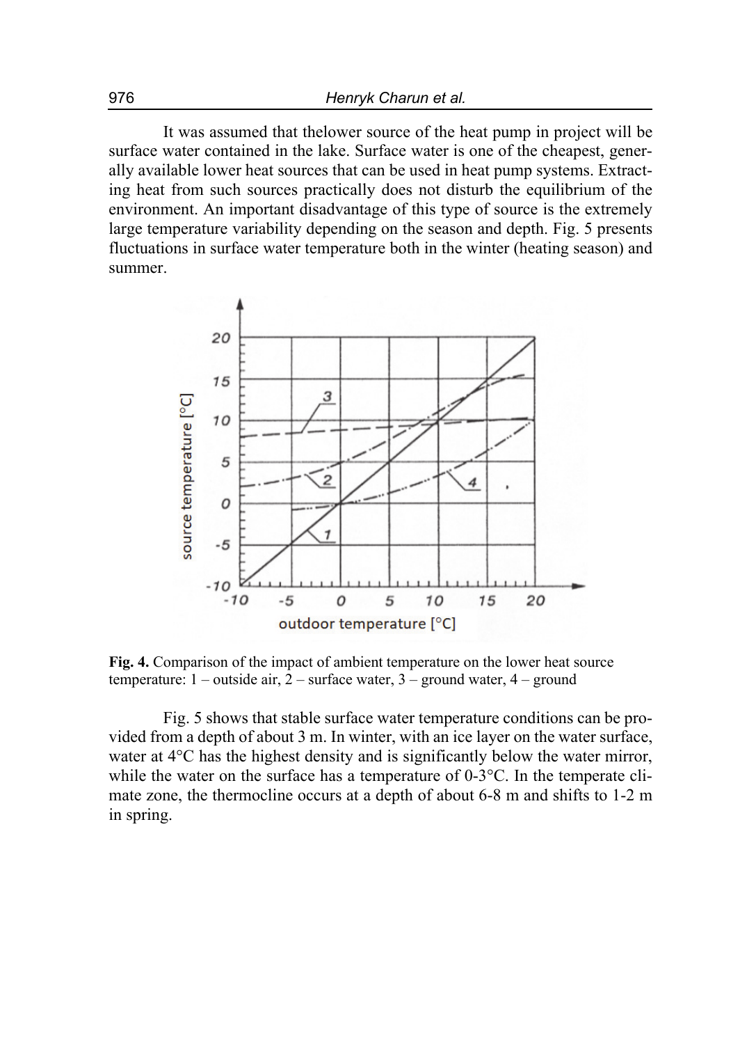It was assumed that thelower source of the heat pump in project will be surface water contained in the lake. Surface water is one of the cheapest, generally available lower heat sources that can be used in heat pump systems. Extracting heat from such sources practically does not disturb the equilibrium of the environment. An important disadvantage of this type of source is the extremely large temperature variability depending on the season and depth. Fig. 5 presents fluctuations in surface water temperature both in the winter (heating season) and summer.

**Fig. 4.** Comparison of the impact of ambient temperature on the lower heat source temperature: 1 – outside air, 2 – surface water, 3 – ground water, 4 – ground

Fig. 5 shows that stable surface water temperature conditions can be provided from a depth of about 3 m. In winter, with an ice layer on the water surface, water at 4°C has the highest density and is significantly below the water mirror, while the water on the surface has a temperature of 0-3°C. In the temperate climate zone, the thermocline occurs at a depth of about 6-8 m and shifts to 1-2 m in spring.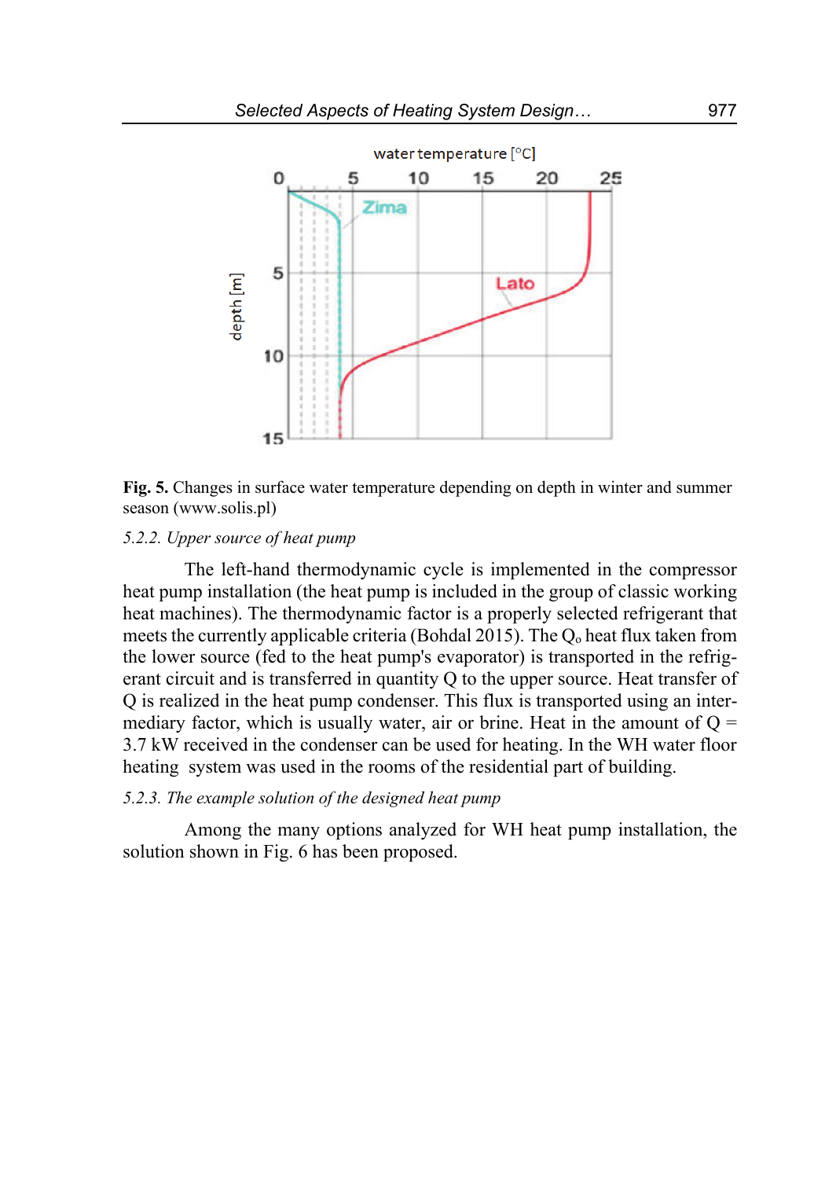**Fig. 5.** Changes in surface water temperature depending on depth in winter and summer season (www.solis.pl)

*5.2.2. Upper source of heat pump*

The left-hand thermodynamic cycle is implemented in the compressor heat pump installation (the heat pump is included in the group of classic working heat machines). The thermodynamic factor is a properly selected refrigerant that meets the currently applicable criteria (Bohdal 2015). The $Q_o$ heat flux taken from the lower source (fed to the heat pump's evaporator) is transported in the refrigerant circuit and is transferred in quantity Q to the upper source. Heat transfer of Q is realized in the heat pump condenser. This flux is transported using an intermediary factor, which is usually water, air or brine. Heat in the amount of Q = 3.7 kW received in the condenser can be used for heating. In the WH water floor heating system was used in the rooms of the residential part of building.

*5.2.3. The example solution of the designed heat pump*

Among the many options analyzed for WH heat pump installation, the solution shown in Fig. 6 has been proposed.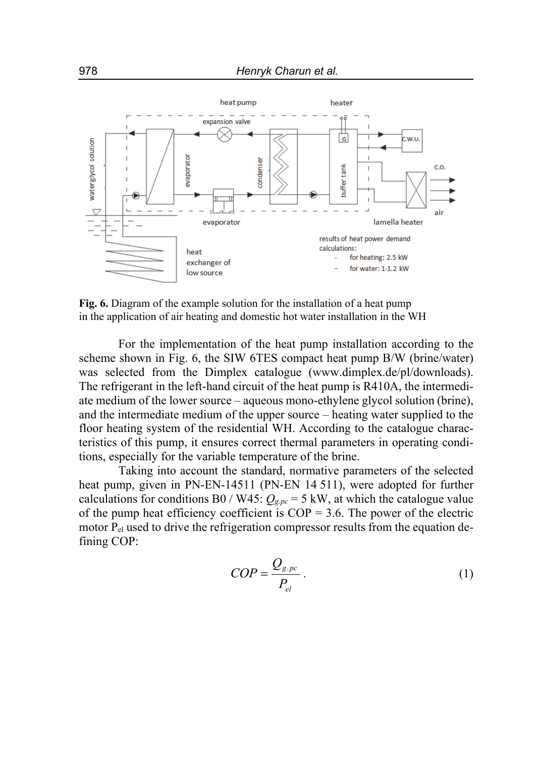**Fig. 6.** Diagram of the example solution for the installation of a heat pump in the application of air heating and domestic hot water installation in the WH

For the implementation of the heat pump installation according to the scheme shown in Fig. 6, the SIW 6TES compact heat pump B/W (brine/water) was selected from the Dimplex catalogue (www.dimplex.de/pl/downloads). The refrigerant in the left-hand circuit of the heat pump is R410A, the intermediate medium of the lower source – aqueous mono-ethylene glycol solution (brine), and the intermediate medium of the upper source – heating water supplied to the floor heating system of the residential WH. According to the catalogue characteristics of this pump, it ensures correct thermal parameters in operating conditions, especially for the variable temperature of the brine.

Taking into account the standard, normative parameters of the selected heat pump, given in PN-EN-14511 (PN-EN 14 511), were adopted for further calculations for conditions B0 / W45: $Q_{g.pc}$ = 5 kW, at which the catalogue value of the pump heat efficiency coefficient is COP = 3.6. The power of the electric motor $P_{el}$ used to drive the refrigeration compressor results from the equation defining COP:

$$COP = \frac{Q_{g.pc}}{P_{el}}. \tag{1}$$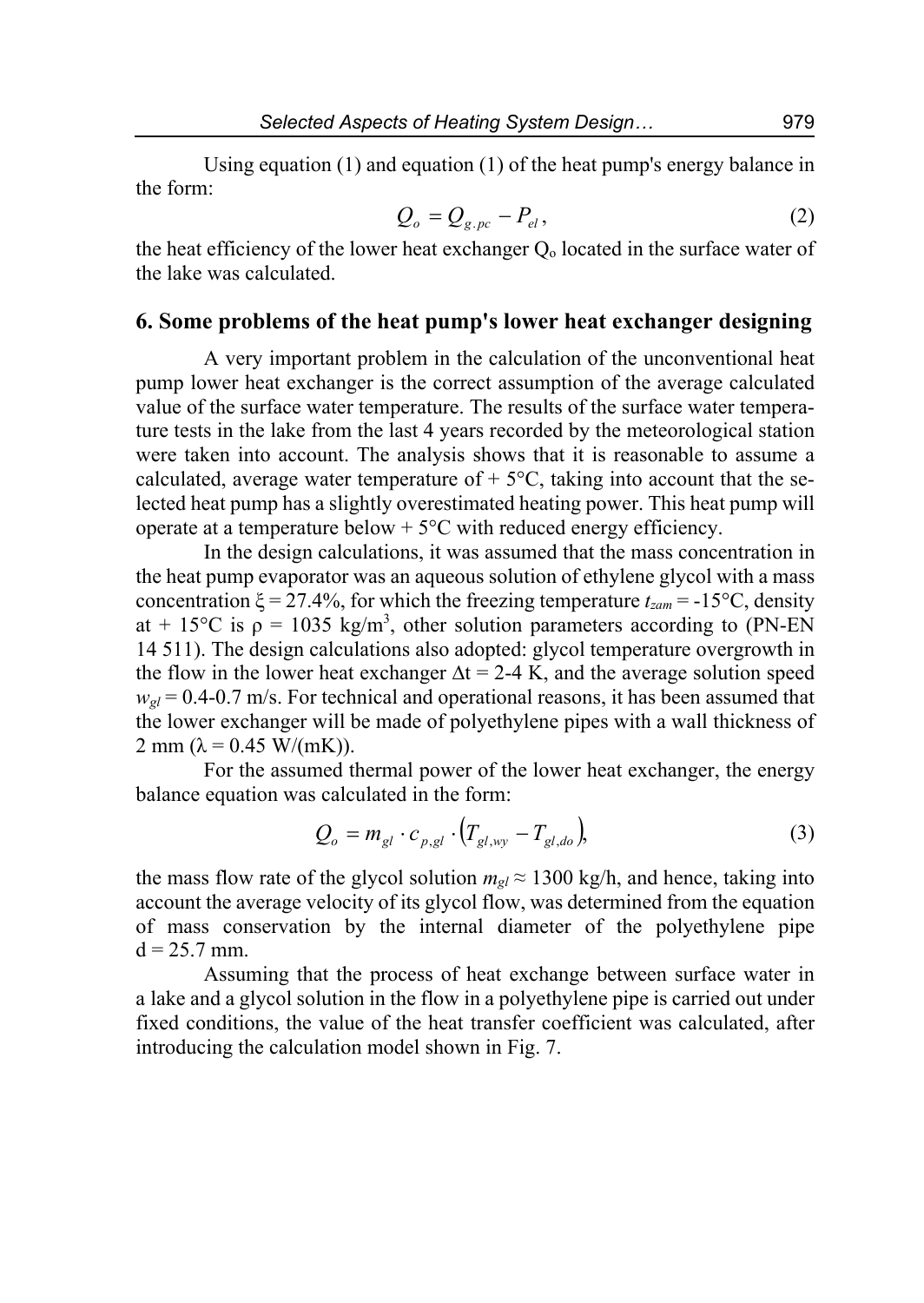Using equation (1) and equation (1) of the heat pump's energy balance in the form:

$$Q_o = Q_{g.pc} - P_{el}, \tag{2}$$

the heat efficiency of the lower heat exchanger $Q_o$ located in the surface water of the lake was calculated.

## 6. Some problems of the heat pump's lower heat exchanger designing

A very important problem in the calculation of the unconventional heat pump lower heat exchanger is the correct assumption of the average calculated value of the surface water temperature. The results of the surface water temperature tests in the lake from the last 4 years recorded by the meteorological station were taken into account. The analysis shows that it is reasonable to assume a calculated, average water temperature of + 5°C, taking into account that the selected heat pump has a slightly overestimated heating power. This heat pump will operate at a temperature below + 5°C with reduced energy efficiency.

In the design calculations, it was assumed that the mass concentration in the heat pump evaporator was an aqueous solution of ethylene glycol with a mass concentration $\xi = 27.4\%$, for which the freezing temperature $t_{zam} = -15°C$, density at + 15°C is $\rho = 1035$ kg/m$^3$, other solution parameters according to (PN-EN 14 511). The design calculations also adopted: glycol temperature overgrowth in the flow in the lower heat exchanger $\Delta t = 2\text{-}4$ K, and the average solution speed $w_{gl} = 0.4\text{-}0.7$ m/s. For technical and operational reasons, it has been assumed that the lower exchanger will be made of polyethylene pipes with a wall thickness of 2 mm ($\lambda = 0.45$ W/(mK)).

For the assumed thermal power of the lower heat exchanger, the energy balance equation was calculated in the form:

$$Q_o = m_{gl} \cdot c_{p,gl} \cdot \left(T_{gl,wy} - T_{gl,do}\right), \tag{3}$$

the mass flow rate of the glycol solution $m_{gl} \approx 1300$ kg/h, and hence, taking into account the average velocity of its glycol flow, was determined from the equation of mass conservation by the internal diameter of the polyethylene pipe $d = 25.7$ mm.

Assuming that the process of heat exchange between surface water in a lake and a glycol solution in the flow in a polyethylene pipe is carried out under fixed conditions, the value of the heat transfer coefficient was calculated, after introducing the calculation model shown in Fig. 7.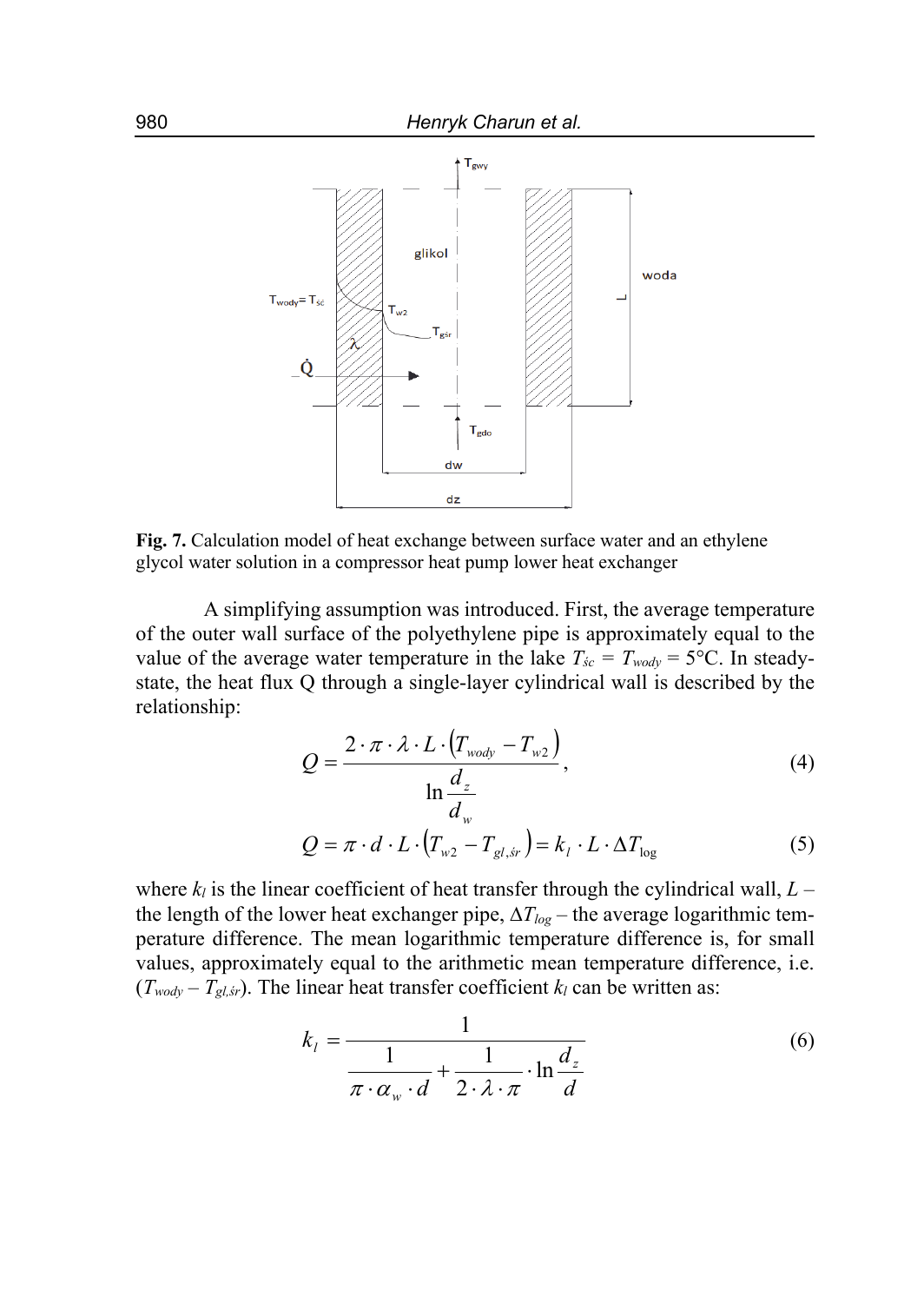**Fig. 7.** Calculation model of heat exchange between surface water and an ethylene glycol water solution in a compressor heat pump lower heat exchanger

A simplifying assumption was introduced. First, the average temperature of the outer wall surface of the polyethylene pipe is approximately equal to the value of the average water temperature in the lake $T_{śc} = T_{wody} = 5°C$. In steady-state, the heat flux Q through a single-layer cylindrical wall is described by the relationship:

$$Q = \frac{2 \cdot \pi \cdot \lambda \cdot L \cdot (T_{wody} - T_{w2})}{\ln \frac{d_z}{d_w}}, \tag{4}$$

$$Q = \pi \cdot d \cdot L \cdot (T_{w2} - T_{gl,śr}) = k_l \cdot L \cdot \Delta T_{\log} \tag{5}$$

where $k_l$ is the linear coefficient of heat transfer through the cylindrical wall, $L$ – the length of the lower heat exchanger pipe, $\Delta T_{log}$ – the average logarithmic temperature difference. The mean logarithmic temperature difference is, for small values, approximately equal to the arithmetic mean temperature difference, i.e. ($T_{wody} - T_{gl,śr}$). The linear heat transfer coefficient $k_l$ can be written as:

$$k_l = \frac{1}{\frac{1}{\pi \cdot \alpha_w \cdot d} + \frac{1}{2 \cdot \lambda \cdot \pi} \cdot \ln \frac{d_z}{d}} \tag{6}$$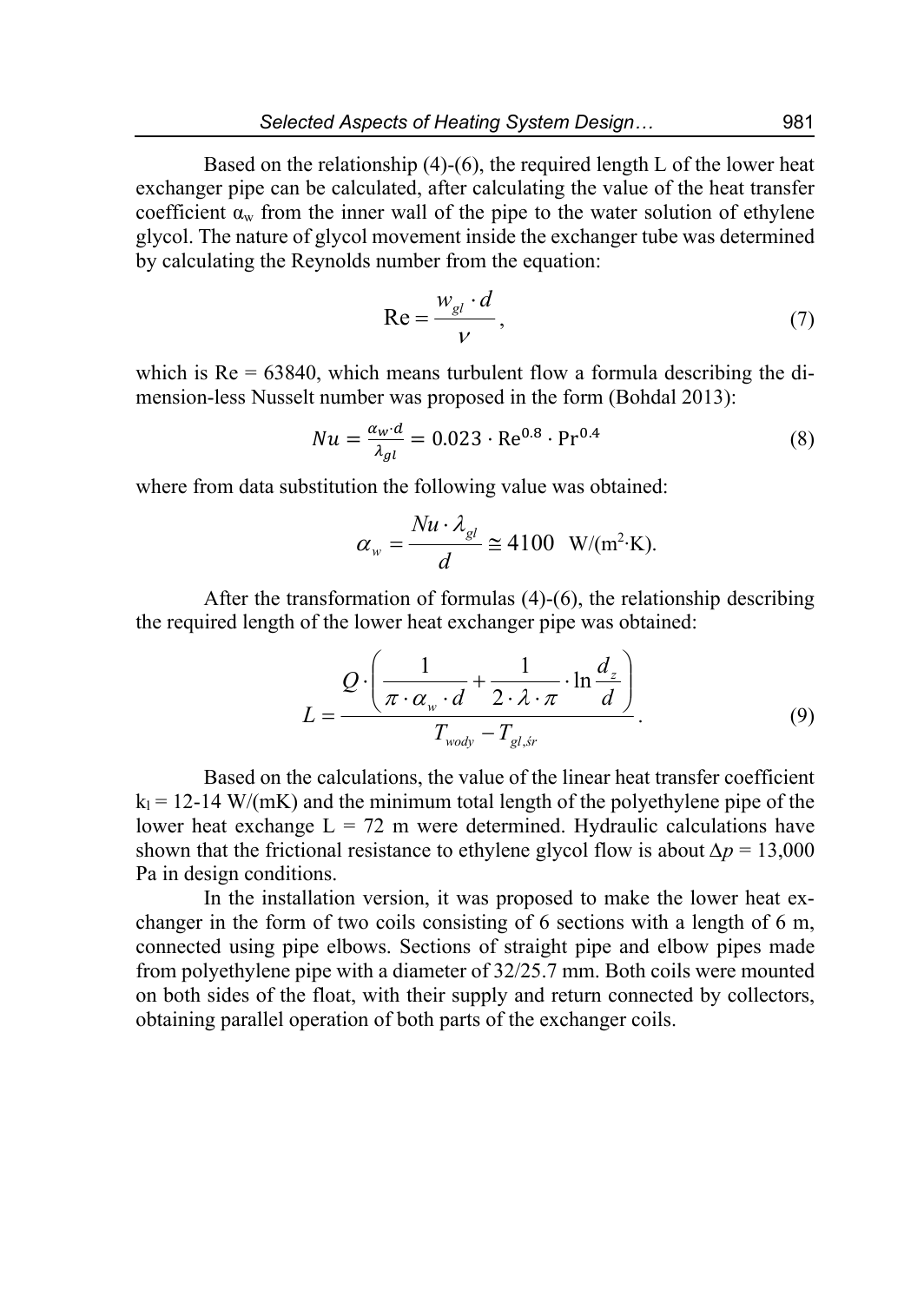Based on the relationship (4)-(6), the required length L of the lower heat exchanger pipe can be calculated, after calculating the value of the heat transfer coefficient $\alpha_w$ from the inner wall of the pipe to the water solution of ethylene glycol. The nature of glycol movement inside the exchanger tube was determined by calculating the Reynolds number from the equation:

$$\mathrm{Re} = \frac{w_{gl} \cdot d}{\nu}, \tag{7}$$

which is Re = 63840, which means turbulent flow a formula describing the dimension-less Nusselt number was proposed in the form (Bohdal 2013):

$$Nu = \frac{\alpha_w \cdot d}{\lambda_{gl}} = 0.023 \cdot \mathrm{Re}^{0.8} \cdot \mathrm{Pr}^{0.4} \tag{8}$$

where from data substitution the following value was obtained:

$$\alpha_w = \frac{Nu \cdot \lambda_{gl}}{d} \cong 4100 \quad \mathrm{W/(m^2 \cdot K)}.$$

After the transformation of formulas (4)-(6), the relationship describing the required length of the lower heat exchanger pipe was obtained:

$$L = \frac{Q \cdot \left( \frac{1}{\pi \cdot \alpha_w \cdot d} + \frac{1}{2 \cdot \lambda \cdot \pi} \cdot \ln \frac{d_z}{d} \right)}{T_{wody} - T_{gl,śr}}. \tag{9}$$

Based on the calculations, the value of the linear heat transfer coefficient $k_l$ = 12-14 W/(mK) and the minimum total length of the polyethylene pipe of the lower heat exchange L = 72 m were determined. Hydraulic calculations have shown that the frictional resistance to ethylene glycol flow is about $\Delta p$ = 13,000 Pa in design conditions.

In the installation version, it was proposed to make the lower heat exchanger in the form of two coils consisting of 6 sections with a length of 6 m, connected using pipe elbows. Sections of straight pipe and elbow pipes made from polyethylene pipe with a diameter of 32/25.7 mm. Both coils were mounted on both sides of the float, with their supply and return connected by collectors, obtaining parallel operation of both parts of the exchanger coils.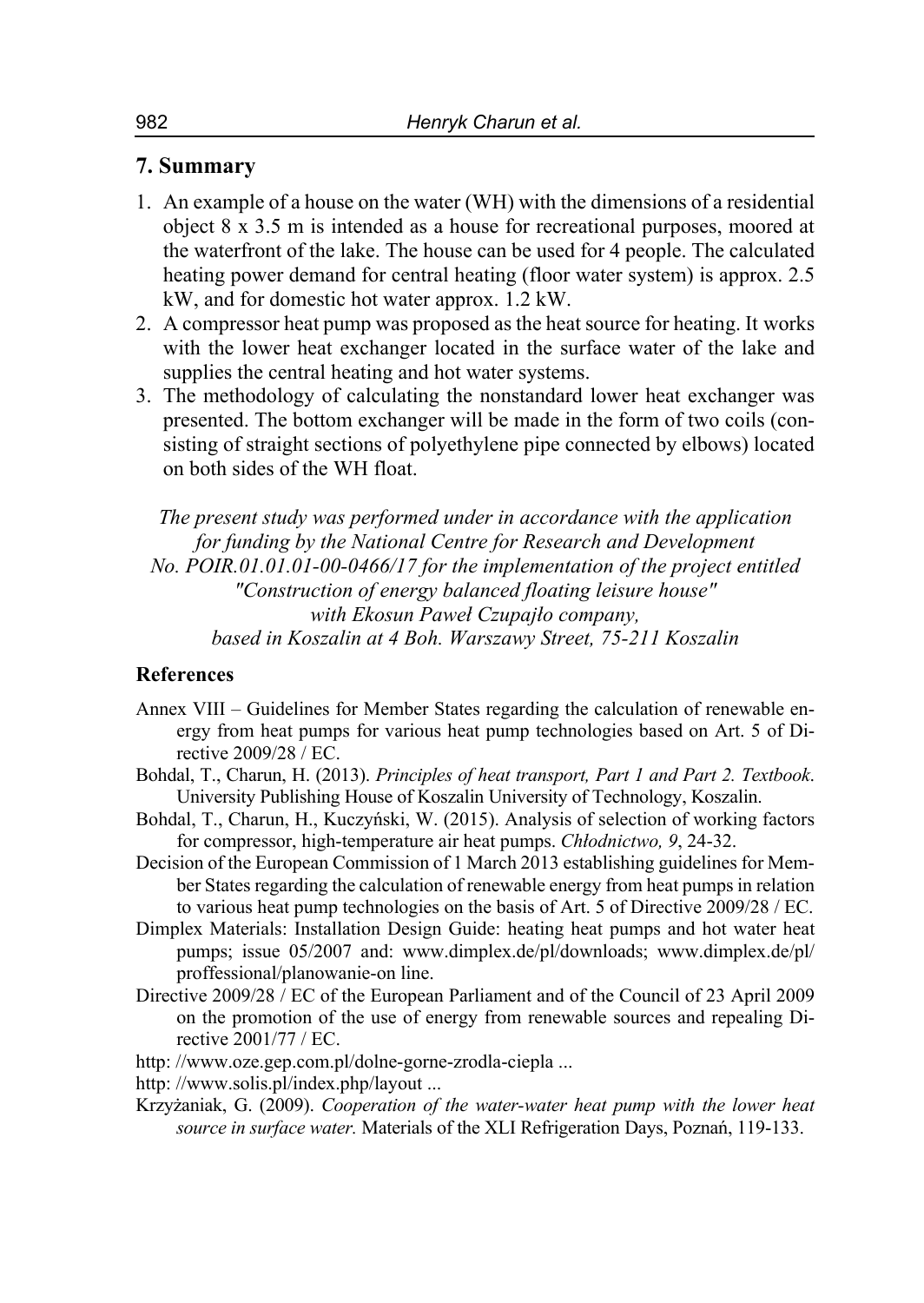## 7. Summary

1. An example of a house on the water (WH) with the dimensions of a residential object 8 x 3.5 m is intended as a house for recreational purposes, moored at the waterfront of the lake. The house can be used for 4 people. The calculated heating power demand for central heating (floor water system) is approx. 2.5 kW, and for domestic hot water approx. 1.2 kW.
2. A compressor heat pump was proposed as the heat source for heating. It works with the lower heat exchanger located in the surface water of the lake and supplies the central heating and hot water systems.
3. The methodology of calculating the nonstandard lower heat exchanger was presented. The bottom exchanger will be made in the form of two coils (consisting of straight sections of polyethylene pipe connected by elbows) located on both sides of the WH float.

*The present study was performed under in accordance with the application for funding by the National Centre for Research and Development No. POIR.01.01.01-00-0466/17 for the implementation of the project entitled "Construction of energy balanced floating leisure house" with Ekosun Paweł Czupajło company, based in Koszalin at 4 Boh. Warszawy Street, 75-211 Koszalin*

### References

Annex VIII – Guidelines for Member States regarding the calculation of renewable energy from heat pumps for various heat pump technologies based on Art. 5 of Directive 2009/28 / EC.

Bohdal, T., Charun, H. (2013). *Principles of heat transport, Part 1 and Part 2. Textbook*. University Publishing House of Koszalin University of Technology, Koszalin.

Bohdal, T., Charun, H., Kuczyński, W. (2015). Analysis of selection of working factors for compressor, high-temperature air heat pumps. *Chłodnictwo, 9*, 24-32.

Decision of the European Commission of 1 March 2013 establishing guidelines for Member States regarding the calculation of renewable energy from heat pumps in relation to various heat pump technologies on the basis of Art. 5 of Directive 2009/28 / EC.

Dimplex Materials: Installation Design Guide: heating heat pumps and hot water heat pumps; issue 05/2007 and: www.dimplex.de/pl/downloads; www.dimplex.de/pl/proffessional/planowanie-on line.

Directive 2009/28 / EC of the European Parliament and of the Council of 23 April 2009 on the promotion of the use of energy from renewable sources and repealing Directive 2001/77 / EC.

http: //www.oze.gep.com.pl/dolne-gorne-zrodla-ciepla ...

http: //www.solis.pl/index.php/layout ...

Krzyżaniak, G. (2009). *Cooperation of the water-water heat pump with the lower heat source in surface water.* Materials of the XLI Refrigeration Days, Poznań, 119-133.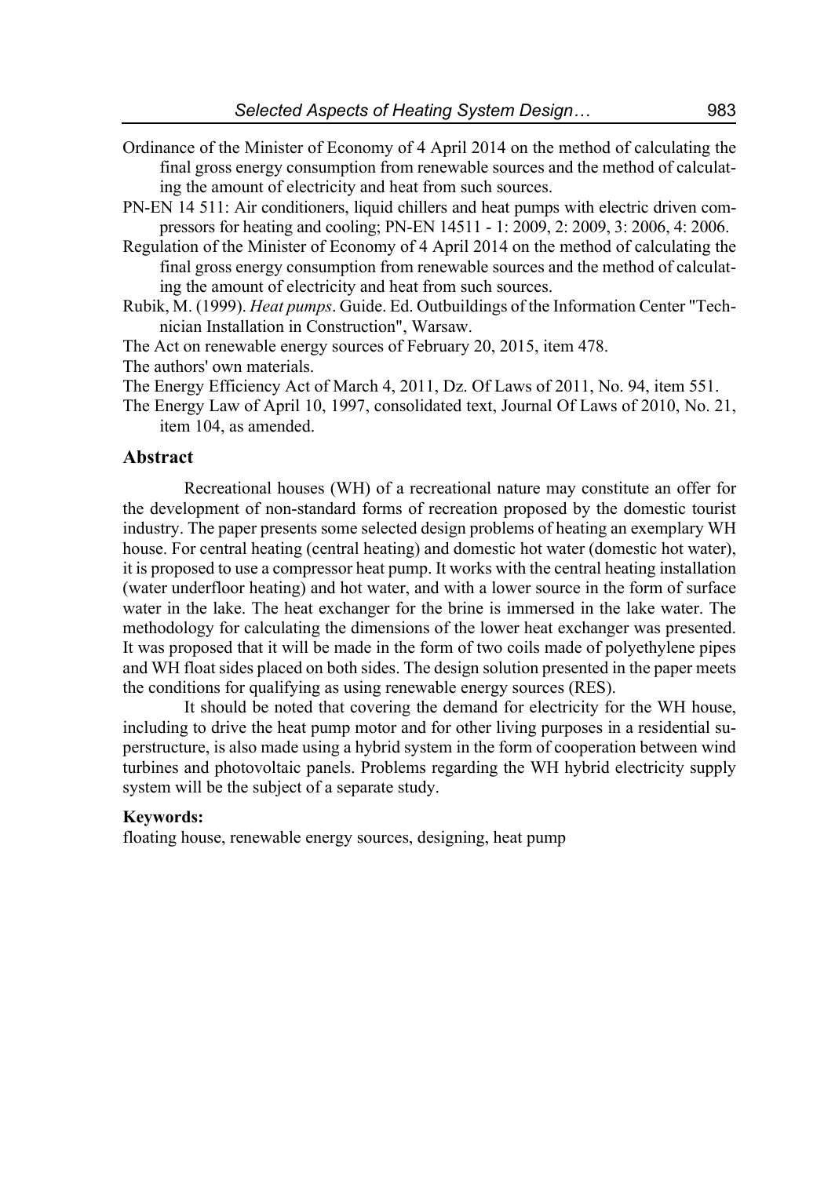Ordinance of the Minister of Economy of 4 April 2014 on the method of calculating the final gross energy consumption from renewable sources and the method of calculating the amount of electricity and heat from such sources.

PN-EN 14 511: Air conditioners, liquid chillers and heat pumps with electric driven compressors for heating and cooling; PN-EN 14511 - 1: 2009, 2: 2009, 3: 2006, 4: 2006.

Regulation of the Minister of Economy of 4 April 2014 on the method of calculating the final gross energy consumption from renewable sources and the method of calculating the amount of electricity and heat from such sources.

Rubik, M. (1999). *Heat pumps*. Guide. Ed. Outbuildings of the Information Center "Technician Installation in Construction", Warsaw.

The Act on renewable energy sources of February 20, 2015, item 478.

The authors' own materials.

The Energy Efficiency Act of March 4, 2011, Dz. Of Laws of 2011, No. 94, item 551.

The Energy Law of April 10, 1997, consolidated text, Journal Of Laws of 2010, No. 21, item 104, as amended.

## Abstract

Recreational houses (WH) of a recreational nature may constitute an offer for the development of non-standard forms of recreation proposed by the domestic tourist industry. The paper presents some selected design problems of heating an exemplary WH house. For central heating (central heating) and domestic hot water (domestic hot water), it is proposed to use a compressor heat pump. It works with the central heating installation (water underfloor heating) and hot water, and with a lower source in the form of surface water in the lake. The heat exchanger for the brine is immersed in the lake water. The methodology for calculating the dimensions of the lower heat exchanger was presented. It was proposed that it will be made in the form of two coils made of polyethylene pipes and WH float sides placed on both sides. The design solution presented in the paper meets the conditions for qualifying as using renewable energy sources (RES).

It should be noted that covering the demand for electricity for the WH house, including to drive the heat pump motor and for other living purposes in a residential superstructure, is also made using a hybrid system in the form of cooperation between wind turbines and photovoltaic panels. Problems regarding the WH hybrid electricity supply system will be the subject of a separate study.

**Keywords:**
floating house, renewable energy sources, designing, heat pump